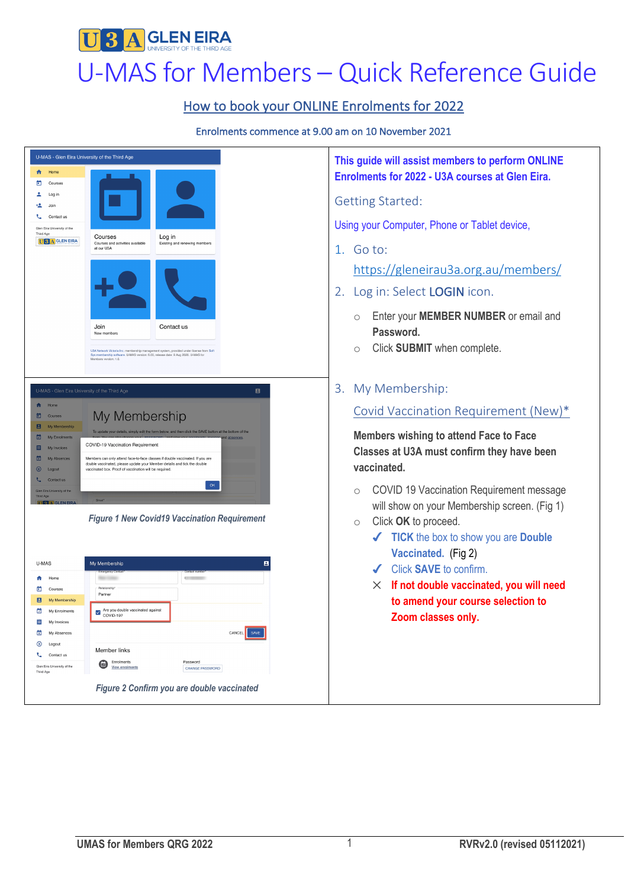# U-MAS for Members – Quick Reference Guide

## How to book your ONLINE Enrolments for 2022

Enrolments commence at 9.00 am on 10 November 2021

**This guide will assist members to perform ONLINE Enrolments for 2022 - U3A courses at Glen Eira.**

### Getting Started:

Using your Computer, Phone or Tablet device,

1. Go to:

   https://gleneirau3a.org.au/members/

2. Log in: Select **LOGIN** icon.

   - Enter your **MEMBER NUMBER** or email and **Password.**
   - Click **SUBMIT** when complete.

3. My Membership:

   Covid Vaccination Requirement (New)*

   **Members wishing to attend Face to Face Classes at U3A must confirm they have been vaccinated.**

   - COVID 19 Vaccination Requirement message will show on your Membership screen. (Fig 1)
   - Click **OK** to proceed.
     - ✓ **TICK** the box to show you are **Double Vaccinated.** (Fig 2)
     - ✓ Click **SAVE** to confirm.
     - ✗ **If not double vaccinated, you will need to amend your course selection to Zoom classes only.**

*Figure 1 New Covid19 Vaccination Requirement*

*Figure 2 Confirm you are double vaccinated*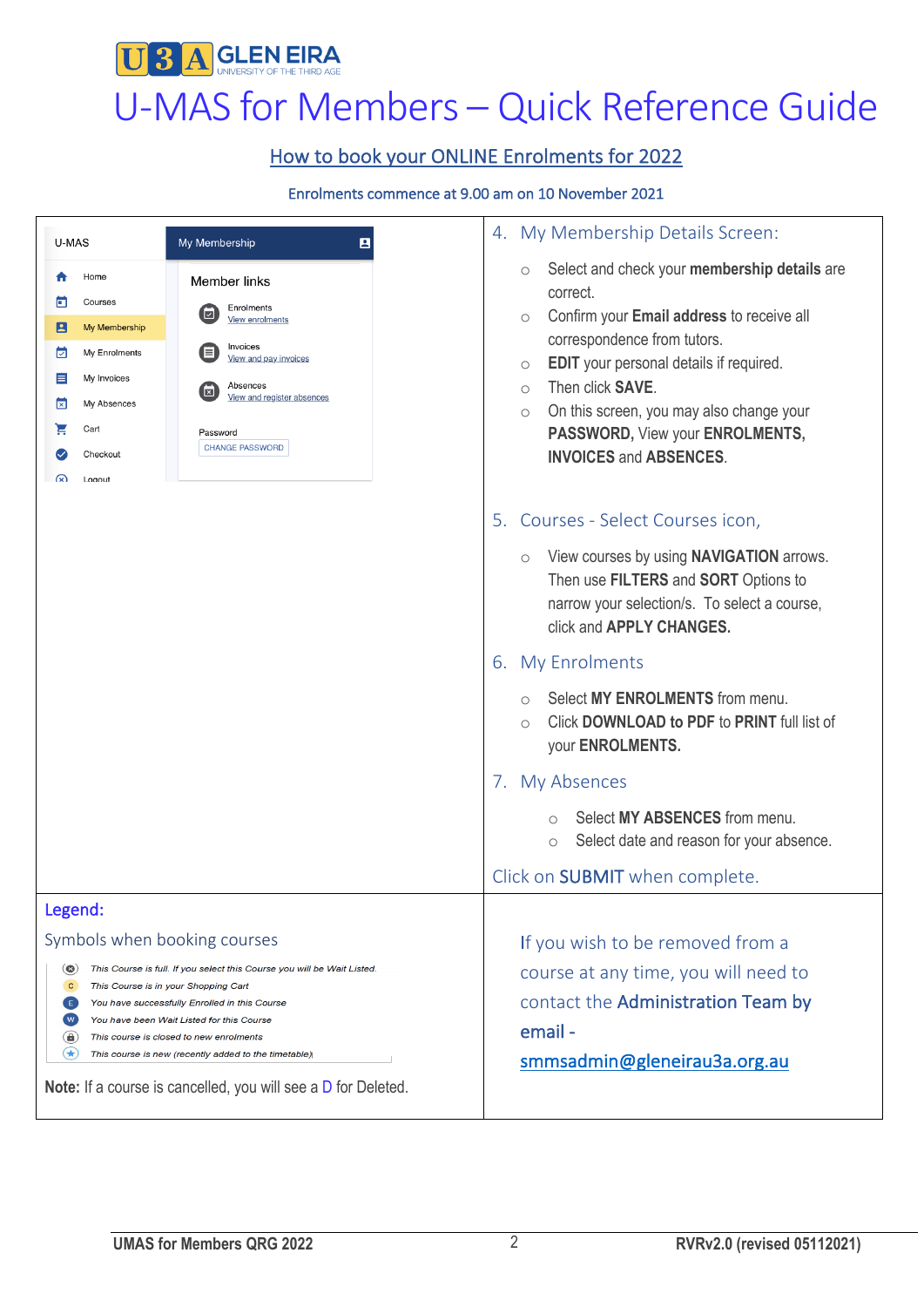# U-MAS for Members – Quick Reference Guide

## How to book your ONLINE Enrolments for 2022

Enrolments commence at 9.00 am on 10 November 2021

U-MAS

- Home
- Courses
- My Membership
- My Enrolments
- My Invoices
- My Absences
- Cart
- Checkout
- Logout

My Membership

Member links

- Enrolments – View enrolments
- Invoices – View and pay invoices
- Absences – View and register absences

Password – CHANGE PASSWORD

### 4. My Membership Details Screen:

- Select and check your **membership details** are correct.
- Confirm your **Email address** to receive all correspondence from tutors.
- **EDIT** your personal details if required.
- Then click **SAVE**.
- On this screen, you may also change your **PASSWORD**, View your **ENROLMENTS**, **INVOICES** and **ABSENCES**.

### 5. Courses - Select Courses icon,

- View courses by using **NAVIGATION** arrows. Then use **FILTERS** and **SORT** Options to narrow your selection/s. To select a course, click and **APPLY CHANGES.**

### 6. My Enrolments

- Select **MY ENROLMENTS** from menu.
- Click **DOWNLOAD to PDF** to **PRINT** full list of your **ENROLMENTS.**

### 7. My Absences

- Select **MY ABSENCES** from menu.
- Select date and reason for your absence.

Click on **SUBMIT** when complete.

## Legend:

Symbols when booking courses

- *This Course is full. If you select this Course you will be Wait Listed.*
- C – *This Course is in your Shopping Cart*
- E – *You have successfully Enrolled in this Course*
- W – *You have been Wait Listed for this Course*
- *This course is closed to new enrolments*
- *This course is new (recently added to the timetable)*

**Note:** If a course is cancelled, you will see a D for Deleted.

If you wish to be removed from a course at any time, you will need to contact the **Administration Team** by **email** - smmsadmin@gleneirau3a.org.au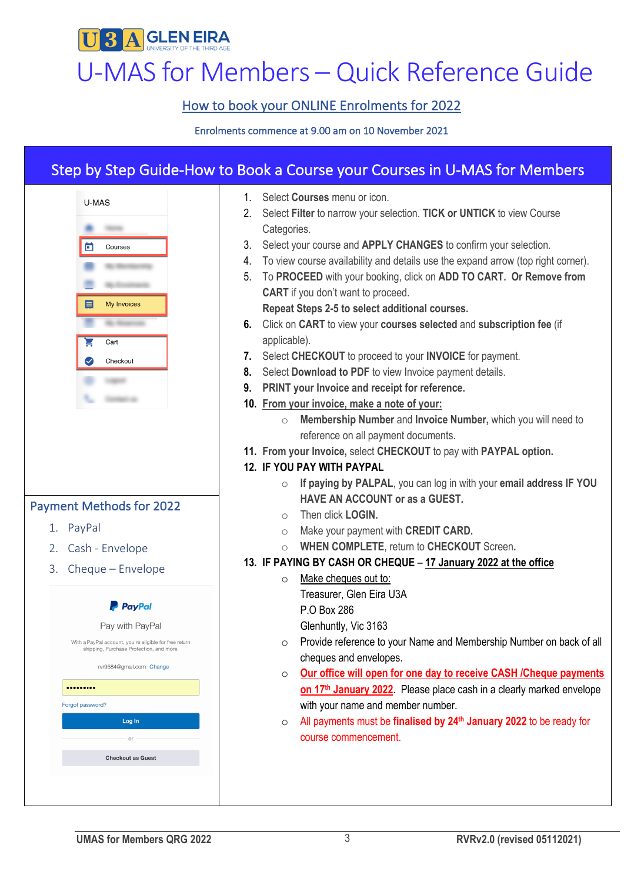U3A GLEN EIRA UNIVERSITY OF THE THIRD AGE

# U-MAS for Members – Quick Reference Guide

## How to book your ONLINE Enrolments for 2022

Enrolments commence at 9.00 am on 10 November 2021

## Step by Step Guide-How to Book a Course your Courses in U-MAS for Members

U-MAS

Courses

My Invoices

Cart

Checkout

1. Select **Courses** menu or icon.
2. Select **Filter** to narrow your selection. **TICK or UNTICK** to view Course Categories.
3. Select your course and **APPLY CHANGES** to confirm your selection.
4. To view course availability and details use the expand arrow (top right corner).
5. To **PROCEED** with your booking, click on **ADD TO CART. Or Remove from CART** if you don't want to proceed.
   **Repeat Steps 2-5 to select additional courses.**
6. Click on **CART** to view your **courses selected** and **subscription fee** (if applicable).
7. Select **CHECKOUT** to proceed to your **INVOICE** for payment.
8. Select **Download to PDF** to view Invoice payment details.
9. **PRINT your Invoice and receipt for reference.**
10. **From your invoice, make a note of your:**
    - **Membership Number** and **Invoice Number,** which you will need to reference on all payment documents.
11. **From your Invoice,** select **CHECKOUT** to pay with **PAYPAL option.**
12. **IF YOU PAY WITH PAYPAL**
    - **If paying by PALPAL**, you can log in with your **email address IF YOU HAVE AN ACCOUNT or as a GUEST.**
    - Then click **LOGIN.**
    - Make your payment with **CREDIT CARD.**
    - **WHEN COMPLETE**, return to **CHECKOUT** Screen.
13. **IF PAYING BY CASH OR CHEQUE – 17 January 2022 at the office**
    - Make cheques out to:
      Treasurer, Glen Eira U3A
      P.O Box 286
      Glenhuntly, Vic 3163
    - Provide reference to your Name and Membership Number on back of all cheques and envelopes.
    - **Our office will open for one day to receive CASH /Cheque payments on 17th January 2022**. Please place cash in a clearly marked envelope with your name and member number.
    - All payments must be **finalised by 24th January 2022** to be ready for course commencement.

### Payment Methods for 2022

1. PayPal
2. Cash - Envelope
3. Cheque – Envelope

PayPal

Pay with PayPal

With a PayPal account, you're eligible for free return shipping, Purchase Protection, and more.

rvr9584@gmail.com Change

Forgot password?

Log In

or

Checkout as Guest